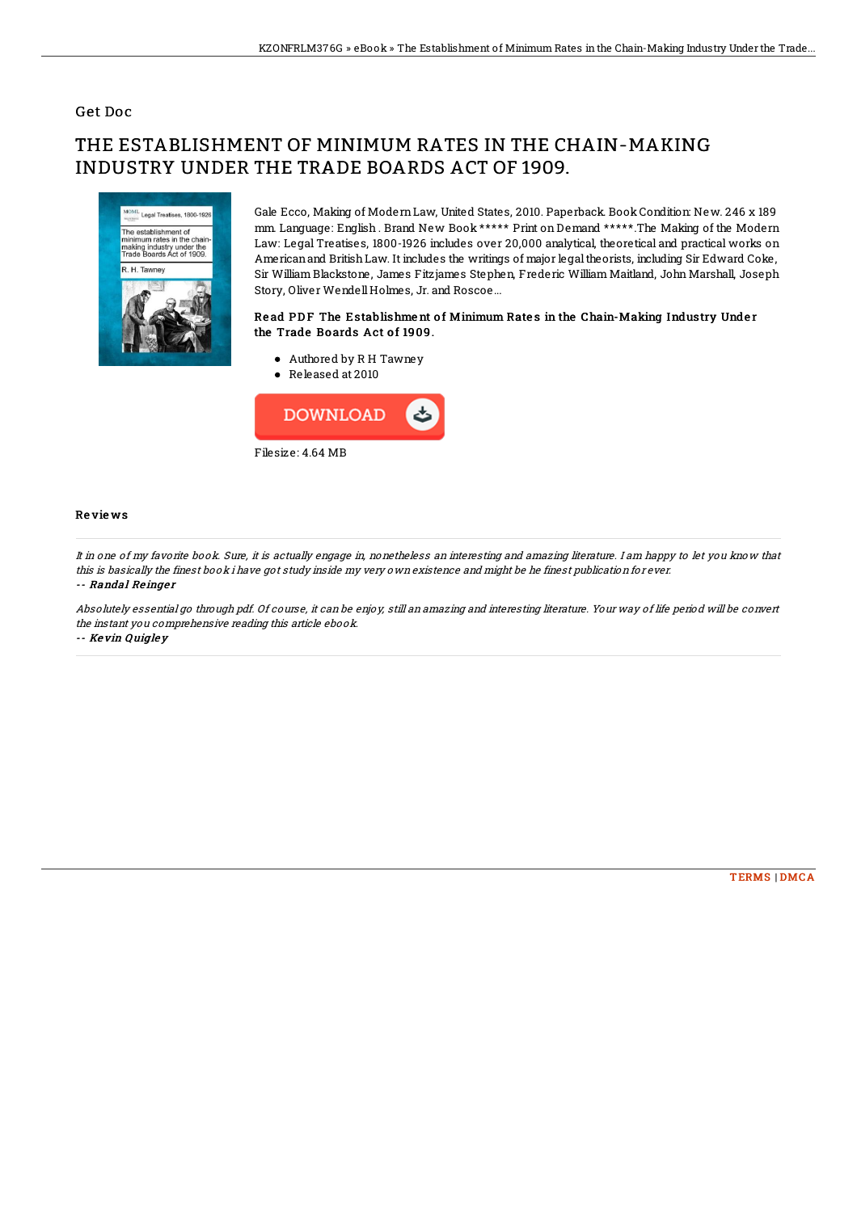## Get Doc

# THE ESTABLISHMENT OF MINIMUM RATES IN THE CHAIN-MAKING INDUSTRY UNDER THE TRADE BOARDS ACT OF 1909.

Gale Ecco, Making of Modern Law, United States, 2010. Paperback. Book Condition: New. 246 x 189 mm. Language: English . Brand New Book ***** Print on Demand *****.The Making of the Modern Law: Legal Treatises, 1800-1926 includes over 20,000 analytical, theoretical and practical works on American and British Law. It includes the writings of major legal theorists, including Sir Edward Coke, Sir William Blackstone, James Fitzjames Stephen, Frederic William Maitland, John Marshall, Joseph Story, Oliver Wendell Holmes, Jr. and Roscoe...

### Read PDF The Establishment of Minimum Rates in the Chain-Making Industry Under the Trade Boards Act of 1909.

- Authored by R H Tawney
- Released at 2010

DOWNLOAD

Filesize: 4.64 MB

### Reviews

*It in one of my favorite book. Sure, it is actually engage in, nonetheless an interesting and amazing literature. I am happy to let you know that this is basically the finest book i have got study inside my very own existence and might be he finest publication for ever.*

-- ***Randal Reinger***

*Absolutely essential go through pdf. Of course, it can be enjoy, still an amazing and interesting literature. Your way of life period will be convert the instant you comprehensive reading this article ebook.*

-- ***Kevin Quigley***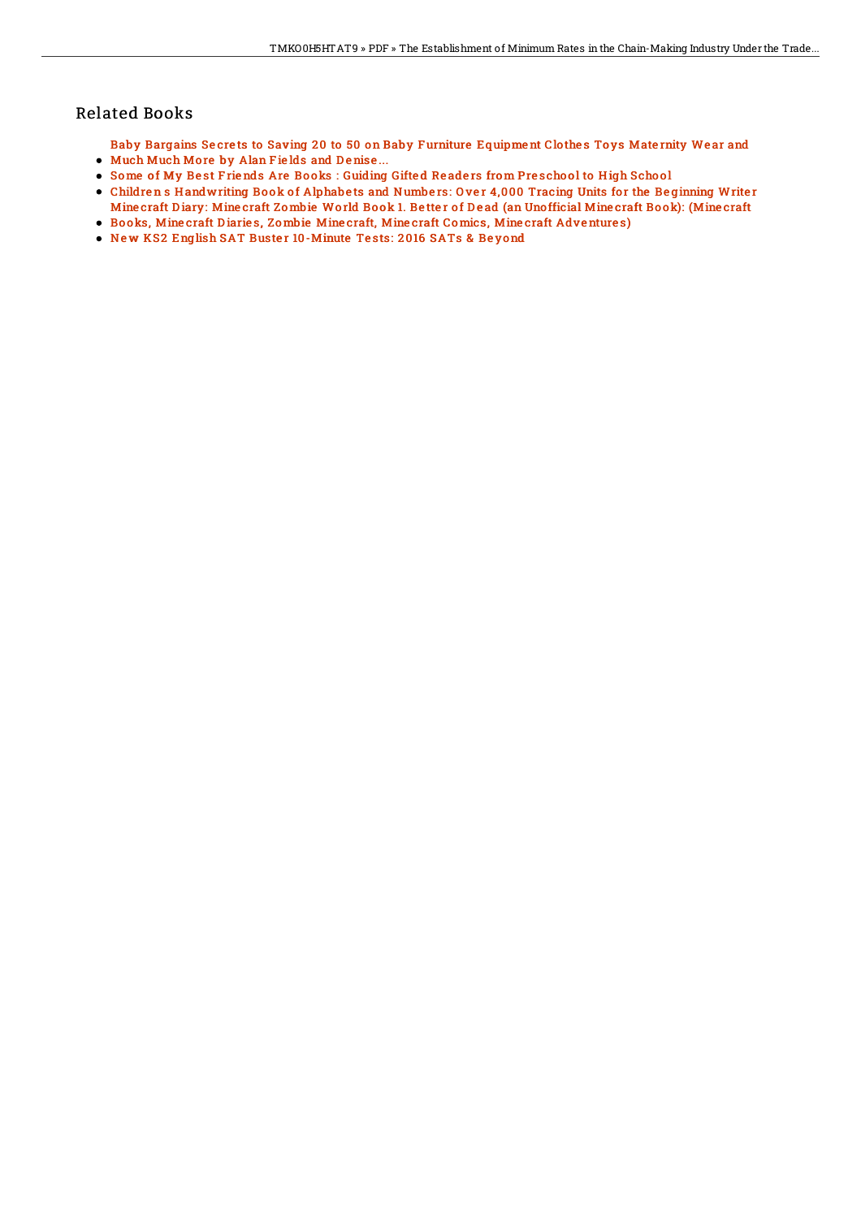## Related Books

- Baby Bargains Secrets to Saving 20 to 50 on Baby Furniture Equipment Clothes Toys Maternity Wear and Much Much More by Alan Fields and Denise...
- Some of My Best Friends Are Books : Guiding Gifted Readers from Preschool to High School
- Children s Handwriting Book of Alphabets and Numbers: Over 4,000 Tracing Units for the Beginning Writer
- Minecraft Diary: Minecraft Zombie World Book 1. Better of Dead (an Unofficial Minecraft Book): (Minecraft Books, Minecraft Diaries, Zombie Minecraft, Minecraft Comics, Minecraft Adventures)
- New KS2 English SAT Buster 10-Minute Tests: 2016 SATs & Beyond